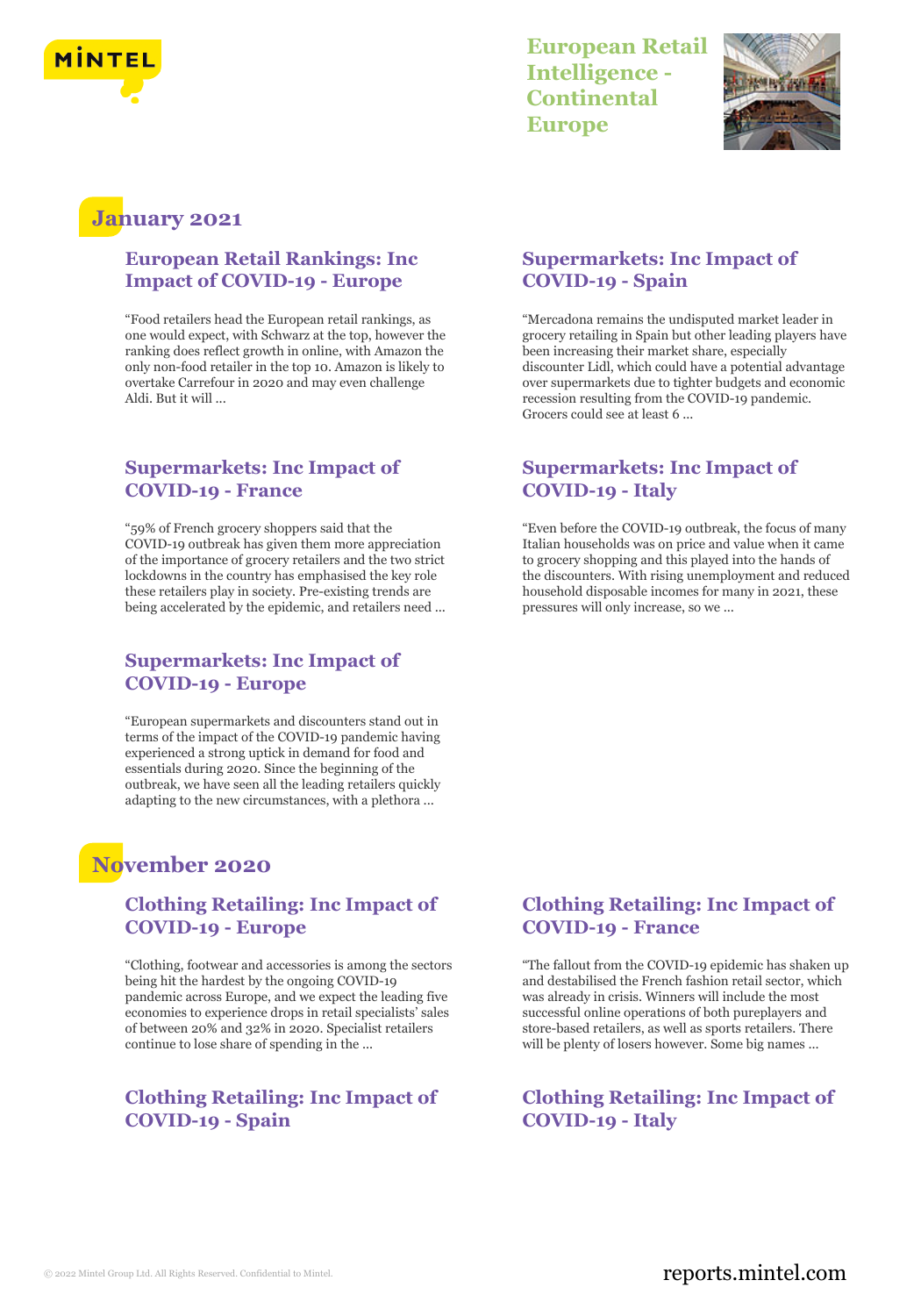# European Retail Intelligence - Continental Europe

## January 2021

### European Retail Rankings: Inc Impact of COVID-19 - Europe

"Food retailers head the European retail rankings, as one would expect, with Schwarz at the top, however the ranking does reflect growth in online, with Amazon the only non-food retailer in the top 10. Amazon is likely to overtake Carrefour in 2020 and may even challenge Aldi. But it will ...

### Supermarkets: Inc Impact of COVID-19 - France

"59% of French grocery shoppers said that the COVID-19 outbreak has given them more appreciation of the importance of grocery retailers and the two strict lockdowns in the country has emphasised the key role these retailers play in society. Pre-existing trends are being accelerated by the epidemic, and retailers need ...

### Supermarkets: Inc Impact of COVID-19 - Europe

"European supermarkets and discounters stand out in terms of the impact of the COVID-19 pandemic having experienced a strong uptick in demand for food and essentials during 2020. Since the beginning of the outbreak, we have seen all the leading retailers quickly adapting to the new circumstances, with a plethora ...

### Supermarkets: Inc Impact of COVID-19 - Spain

"Mercadona remains the undisputed market leader in grocery retailing in Spain but other leading players have been increasing their market share, especially discounter Lidl, which could have a potential advantage over supermarkets due to tighter budgets and economic recession resulting from the COVID-19 pandemic. Grocers could see at least 6 ...

### Supermarkets: Inc Impact of COVID-19 - Italy

"Even before the COVID-19 outbreak, the focus of many Italian households was on price and value when it came to grocery shopping and this played into the hands of the discounters. With rising unemployment and reduced household disposable incomes for many in 2021, these pressures will only increase, so we ...

## November 2020

### Clothing Retailing: Inc Impact of COVID-19 - Europe

"Clothing, footwear and accessories is among the sectors being hit the hardest by the ongoing COVID-19 pandemic across Europe, and we expect the leading five economies to experience drops in retail specialists' sales of between 20% and 32% in 2020. Specialist retailers continue to lose share of spending in the ...

### Clothing Retailing: Inc Impact of COVID-19 - France

"The fallout from the COVID-19 epidemic has shaken up and destabilised the French fashion retail sector, which was already in crisis. Winners will include the most successful online operations of both pureplayers and store-based retailers, as well as sports retailers. There will be plenty of losers however. Some big names ...

### Clothing Retailing: Inc Impact of COVID-19 - Spain

### Clothing Retailing: Inc Impact of COVID-19 - Italy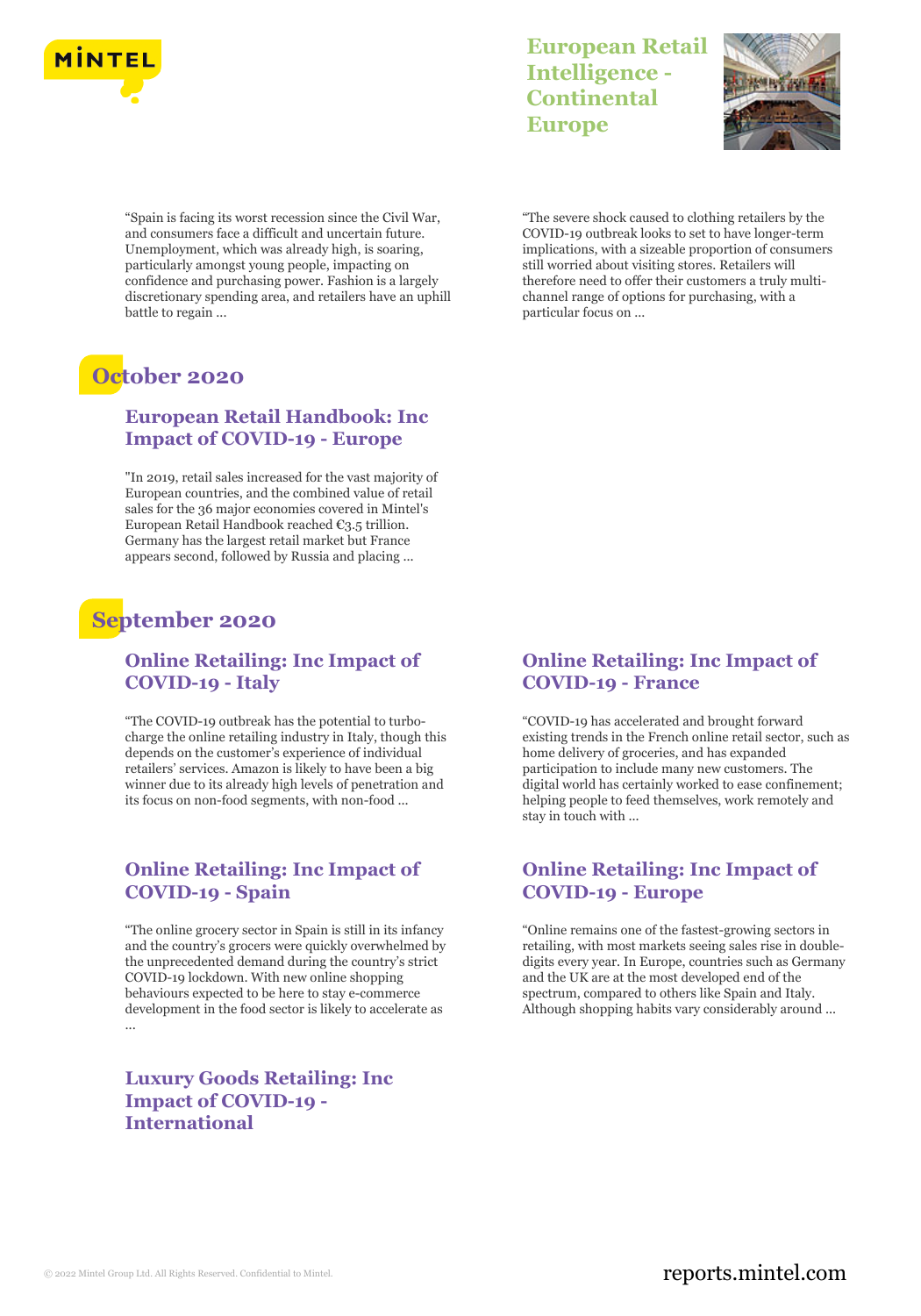“Spain is facing its worst recession since the Civil War, and consumers face a difficult and uncertain future. Unemployment, which was already high, is soaring, particularly amongst young people, impacting on confidence and purchasing power. Fashion is a largely discretionary spending area, and retailers have an uphill battle to regain ...

“The severe shock caused to clothing retailers by the COVID-19 outbreak looks to set to have longer-term implications, with a sizeable proportion of consumers still worried about visiting stores. Retailers will therefore need to offer their customers a truly multi-channel range of options for purchasing, with a particular focus on ...

## October 2020

### European Retail Handbook: Inc Impact of COVID-19 - Europe

"In 2019, retail sales increased for the vast majority of European countries, and the combined value of retail sales for the 36 major economies covered in Mintel's European Retail Handbook reached €3.5 trillion. Germany has the largest retail market but France appears second, followed by Russia and placing ...

## September 2020

### Online Retailing: Inc Impact of COVID-19 - Italy

“The COVID-19 outbreak has the potential to turbo-charge the online retailing industry in Italy, though this depends on the customer’s experience of individual retailers’ services. Amazon is likely to have been a big winner due to its already high levels of penetration and its focus on non-food segments, with non-food ...

### Online Retailing: Inc Impact of COVID-19 - France

“COVID-19 has accelerated and brought forward existing trends in the French online retail sector, such as home delivery of groceries, and has expanded participation to include many new customers. The digital world has certainly worked to ease confinement; helping people to feed themselves, work remotely and stay in touch with ...

### Online Retailing: Inc Impact of COVID-19 - Spain

“The online grocery sector in Spain is still in its infancy and the country’s grocers were quickly overwhelmed by the unprecedented demand during the country’s strict COVID-19 lockdown. With new online shopping behaviours expected to be here to stay e-commerce development in the food sector is likely to accelerate as ...

### Online Retailing: Inc Impact of COVID-19 - Europe

“Online remains one of the fastest-growing sectors in retailing, with most markets seeing sales rise in double-digits every year. In Europe, countries such as Germany and the UK are at the most developed end of the spectrum, compared to others like Spain and Italy. Although shopping habits vary considerably around ...

### Luxury Goods Retailing: Inc Impact of COVID-19 - International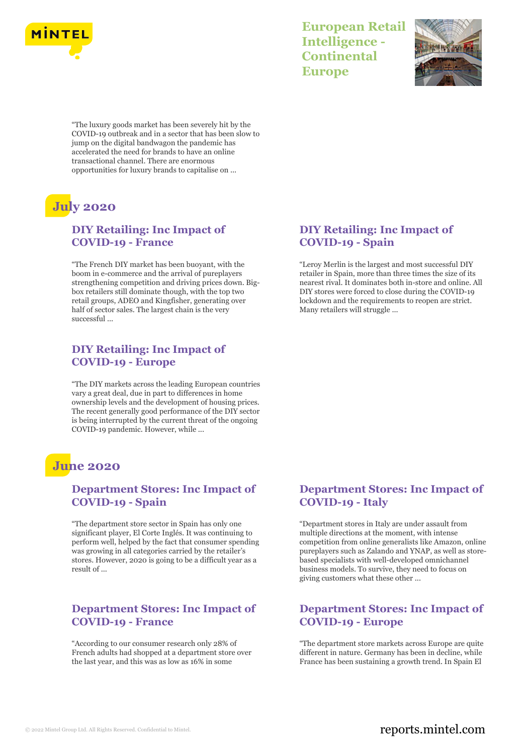"The luxury goods market has been severely hit by the COVID-19 outbreak and in a sector that has been slow to jump on the digital bandwagon the pandemic has accelerated the need for brands to have an online transactional channel. There are enormous opportunities for luxury brands to capitalise on ...

## July 2020

### DIY Retailing: Inc Impact of COVID-19 - France

"The French DIY market has been buoyant, with the boom in e-commerce and the arrival of pureplayers strengthening competition and driving prices down. Big-box retailers still dominate though, with the top two retail groups, ADEO and Kingfisher, generating over half of sector sales. The largest chain is the very successful ...

### DIY Retailing: Inc Impact of COVID-19 - Spain

"Leroy Merlin is the largest and most successful DIY retailer in Spain, more than three times the size of its nearest rival. It dominates both in-store and online. All DIY stores were forced to close during the COVID-19 lockdown and the requirements to reopen are strict. Many retailers will struggle ...

### DIY Retailing: Inc Impact of COVID-19 - Europe

"The DIY markets across the leading European countries vary a great deal, due in part to differences in home ownership levels and the development of housing prices. The recent generally good performance of the DIY sector is being interrupted by the current threat of the ongoing COVID-19 pandemic. However, while ...

## June 2020

### Department Stores: Inc Impact of COVID-19 - Spain

"The department store sector in Spain has only one significant player, El Corte Inglés. It was continuing to perform well, helped by the fact that consumer spending was growing in all categories carried by the retailer's stores. However, 2020 is going to be a difficult year as a result of ...

### Department Stores: Inc Impact of COVID-19 - Italy

"Department stores in Italy are under assault from multiple directions at the moment, with intense competition from online generalists like Amazon, online pureplayers such as Zalando and YNAP, as well as store-based specialists with well-developed omnichannel business models. To survive, they need to focus on giving customers what these other ...

### Department Stores: Inc Impact of COVID-19 - France

"According to our consumer research only 28% of French adults had shopped at a department store over the last year, and this was as low as 16% in some

### Department Stores: Inc Impact of COVID-19 - Europe

"The department store markets across Europe are quite different in nature. Germany has been in decline, while France has been sustaining a growth trend. In Spain El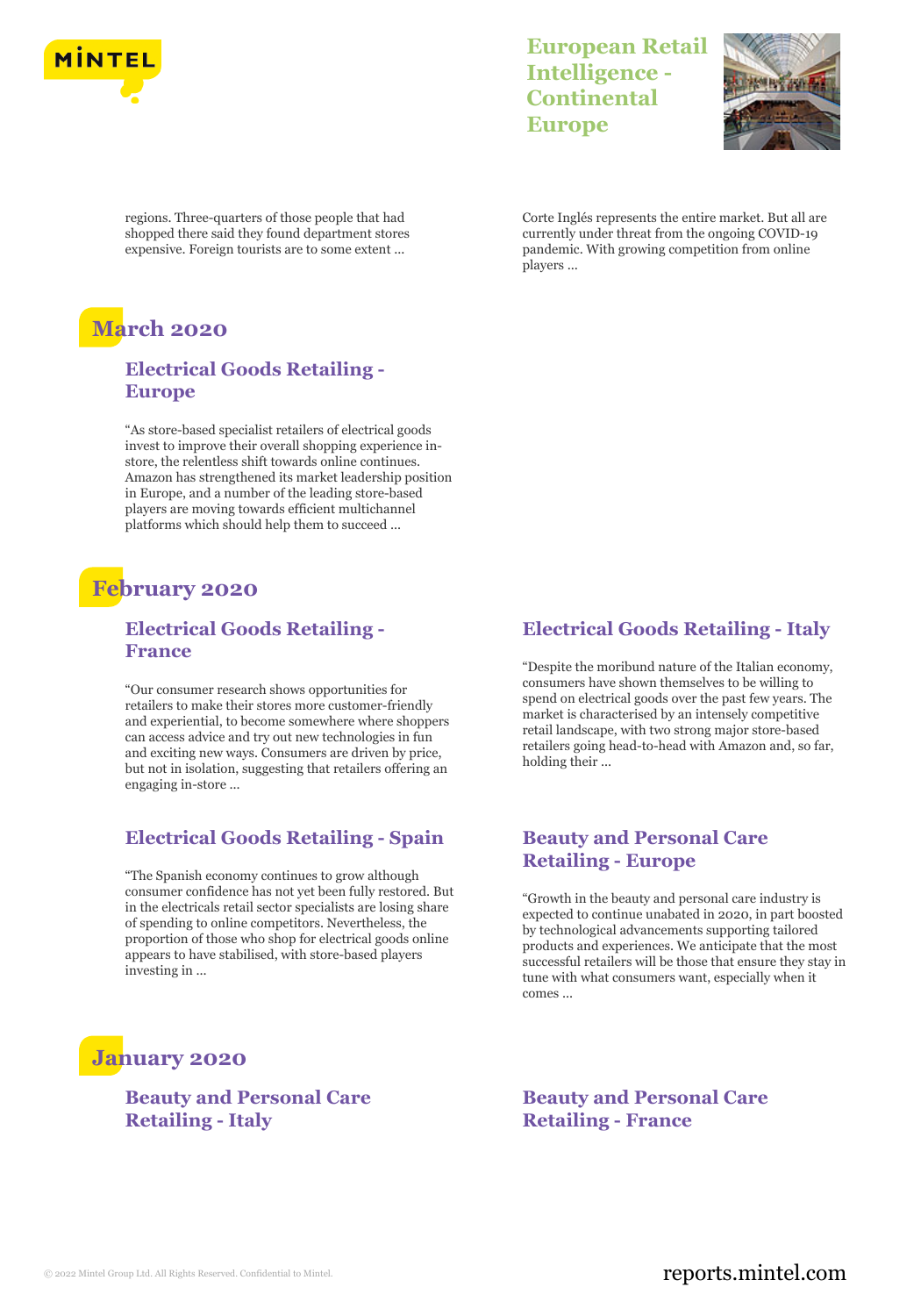regions. Three-quarters of those people that had shopped there said they found department stores expensive. Foreign tourists are to some extent ...

Corte Inglés represents the entire market. But all are currently under threat from the ongoing COVID-19 pandemic. With growing competition from online players ...

## March 2020

### Electrical Goods Retailing - Europe

"As store-based specialist retailers of electrical goods invest to improve their overall shopping experience in-store, the relentless shift towards online continues. Amazon has strengthened its market leadership position in Europe, and a number of the leading store-based players are moving towards efficient multichannel platforms which should help them to succeed ...

## February 2020

### Electrical Goods Retailing - France

"Our consumer research shows opportunities for retailers to make their stores more customer-friendly and experiential, to become somewhere where shoppers can access advice and try out new technologies in fun and exciting new ways. Consumers are driven by price, but not in isolation, suggesting that retailers offering an engaging in-store ...

### Electrical Goods Retailing - Italy

"Despite the moribund nature of the Italian economy, consumers have shown themselves to be willing to spend on electrical goods over the past few years. The market is characterised by an intensely competitive retail landscape, with two strong major store-based retailers going head-to-head with Amazon and, so far, holding their ...

### Electrical Goods Retailing - Spain

"The Spanish economy continues to grow although consumer confidence has not yet been fully restored. But in the electricals retail sector specialists are losing share of spending to online competitors. Nevertheless, the proportion of those who shop for electrical goods online appears to have stabilised, with store-based players investing in ...

### Beauty and Personal Care Retailing - Europe

"Growth in the beauty and personal care industry is expected to continue unabated in 2020, in part boosted by technological advancements supporting tailored products and experiences. We anticipate that the most successful retailers will be those that ensure they stay in tune with what consumers want, especially when it comes ...

## January 2020

### Beauty and Personal Care Retailing - Italy

### Beauty and Personal Care Retailing - France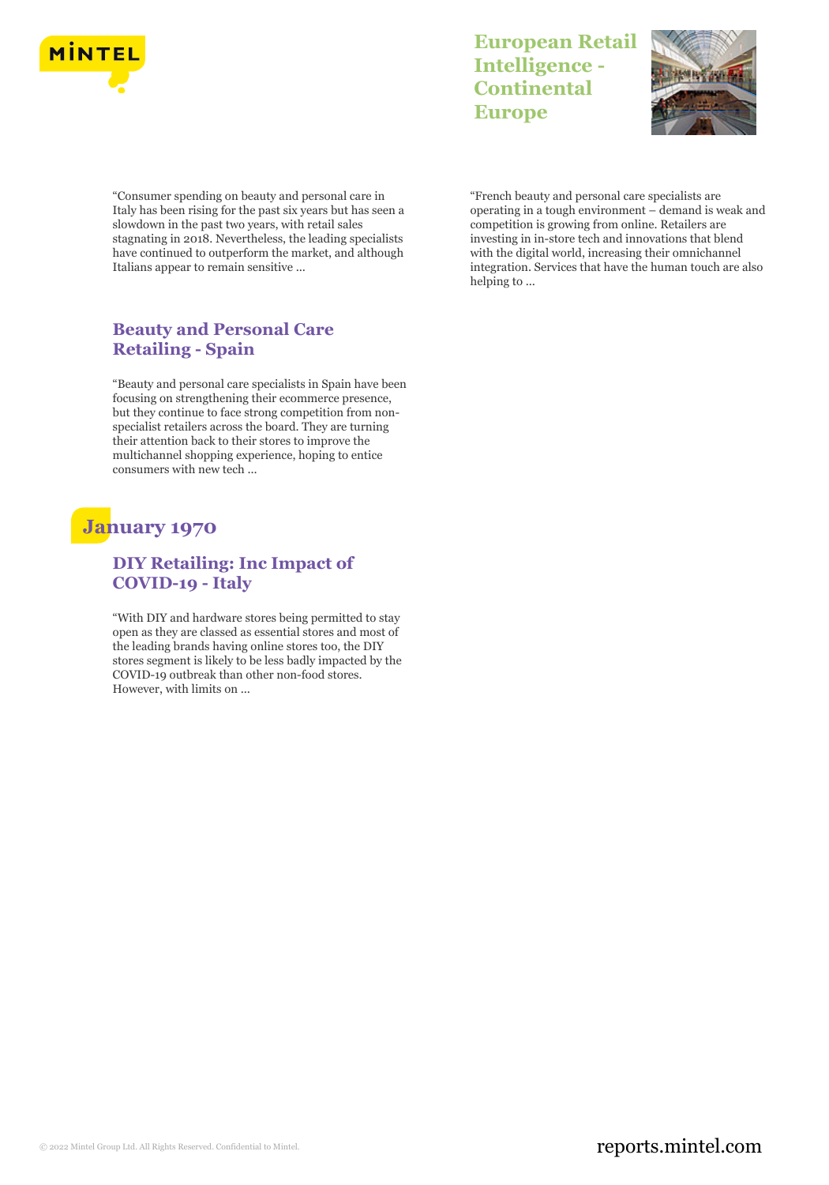"Consumer spending on beauty and personal care in Italy has been rising for the past six years but has seen a slowdown in the past two years, with retail sales stagnating in 2018. Nevertheless, the leading specialists have continued to outperform the market, and although Italians appear to remain sensitive ...

### European Retail Intelligence - Continental Europe

"French beauty and personal care specialists are operating in a tough environment – demand is weak and competition is growing from online. Retailers are investing in in-store tech and innovations that blend with the digital world, increasing their omnichannel integration. Services that have the human touch are also helping to ...

### Beauty and Personal Care Retailing - Spain

"Beauty and personal care specialists in Spain have been focusing on strengthening their ecommerce presence, but they continue to face strong competition from non-specialist retailers across the board. They are turning their attention back to their stores to improve the multichannel shopping experience, hoping to entice consumers with new tech ...

## January 1970

### DIY Retailing: Inc Impact of COVID-19 - Italy

"With DIY and hardware stores being permitted to stay open as they are classed as essential stores and most of the leading brands having online stores too, the DIY stores segment is likely to be less badly impacted by the COVID-19 outbreak than other non-food stores. However, with limits on ...